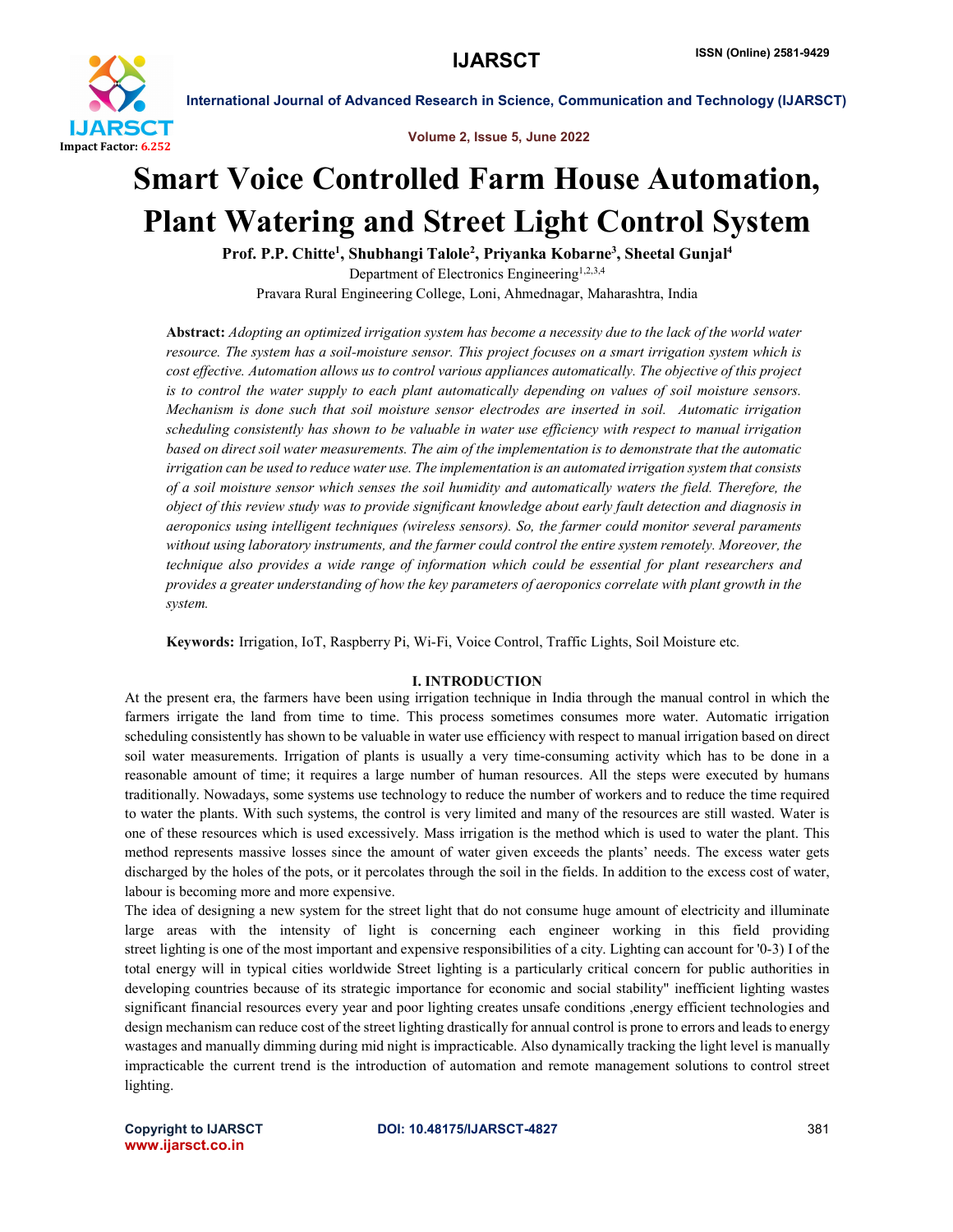# Smart Voice Controlled Farm House Automation, Plant Watering and Street Light Control System

**Prof. P.P. Chitte[1], Shubhangi Talole[2], Priyanka Kobarne[3], Sheetal Gunjal[4]**

Department of Electronics Engineering[1,2,3,4]

Pravara Rural Engineering College, Loni, Ahmednagar, Maharashtra, India

**Abstract:** *Adopting an optimized irrigation system has become a necessity due to the lack of the world water resource. The system has a soil-moisture sensor. This project focuses on a smart irrigation system which is cost effective. Automation allows us to control various appliances automatically. The objective of this project is to control the water supply to each plant automatically depending on values of soil moisture sensors. Mechanism is done such that soil moisture sensor electrodes are inserted in soil. Automatic irrigation scheduling consistently has shown to be valuable in water use efficiency with respect to manual irrigation based on direct soil water measurements. The aim of the implementation is to demonstrate that the automatic irrigation can be used to reduce water use. The implementation is an automated irrigation system that consists of a soil moisture sensor which senses the soil humidity and automatically waters the field. Therefore, the object of this review study was to provide significant knowledge about early fault detection and diagnosis in aeroponics using intelligent techniques (wireless sensors). So, the farmer could monitor several paraments without using laboratory instruments, and the farmer could control the entire system remotely. Moreover, the technique also provides a wide range of information which could be essential for plant researchers and provides a greater understanding of how the key parameters of aeroponics correlate with plant growth in the system.*

**Keywords:** Irrigation, IoT, Raspberry Pi, Wi-Fi, Voice Control, Traffic Lights, Soil Moisture etc.

## I. INTRODUCTION

At the present era, the farmers have been using irrigation technique in India through the manual control in which the farmers irrigate the land from time to time. This process sometimes consumes more water. Automatic irrigation scheduling consistently has shown to be valuable in water use efficiency with respect to manual irrigation based on direct soil water measurements. Irrigation of plants is usually a very time-consuming activity which has to be done in a reasonable amount of time; it requires a large number of human resources. All the steps were executed by humans traditionally. Nowadays, some systems use technology to reduce the number of workers and to reduce the time required to water the plants. With such systems, the control is very limited and many of the resources are still wasted. Water is one of these resources which is used excessively. Mass irrigation is the method which is used to water the plant. This method represents massive losses since the amount of water given exceeds the plants' needs. The excess water gets discharged by the holes of the pots, or it percolates through the soil in the fields. In addition to the excess cost of water, labour is becoming more and more expensive.

The idea of designing a new system for the street light that do not consume huge amount of electricity and illuminate large areas with the intensity of light is concerning each engineer working in this field providing street lighting is one of the most important and expensive responsibilities of a city. Lighting can account for '0-3) I of the total energy will in typical cities worldwide Street lighting is a particularly critical concern for public authorities in developing countries because of its strategic importance for economic and social stability" inefficient lighting wastes significant financial resources every year and poor lighting creates unsafe conditions ,energy efficient technologies and design mechanism can reduce cost of the street lighting drastically for annual control is prone to errors and leads to energy wastages and manually dimming during mid night is impracticable. Also dynamically tracking the light level is manually impracticable the current trend is the introduction of automation and remote management solutions to control street lighting.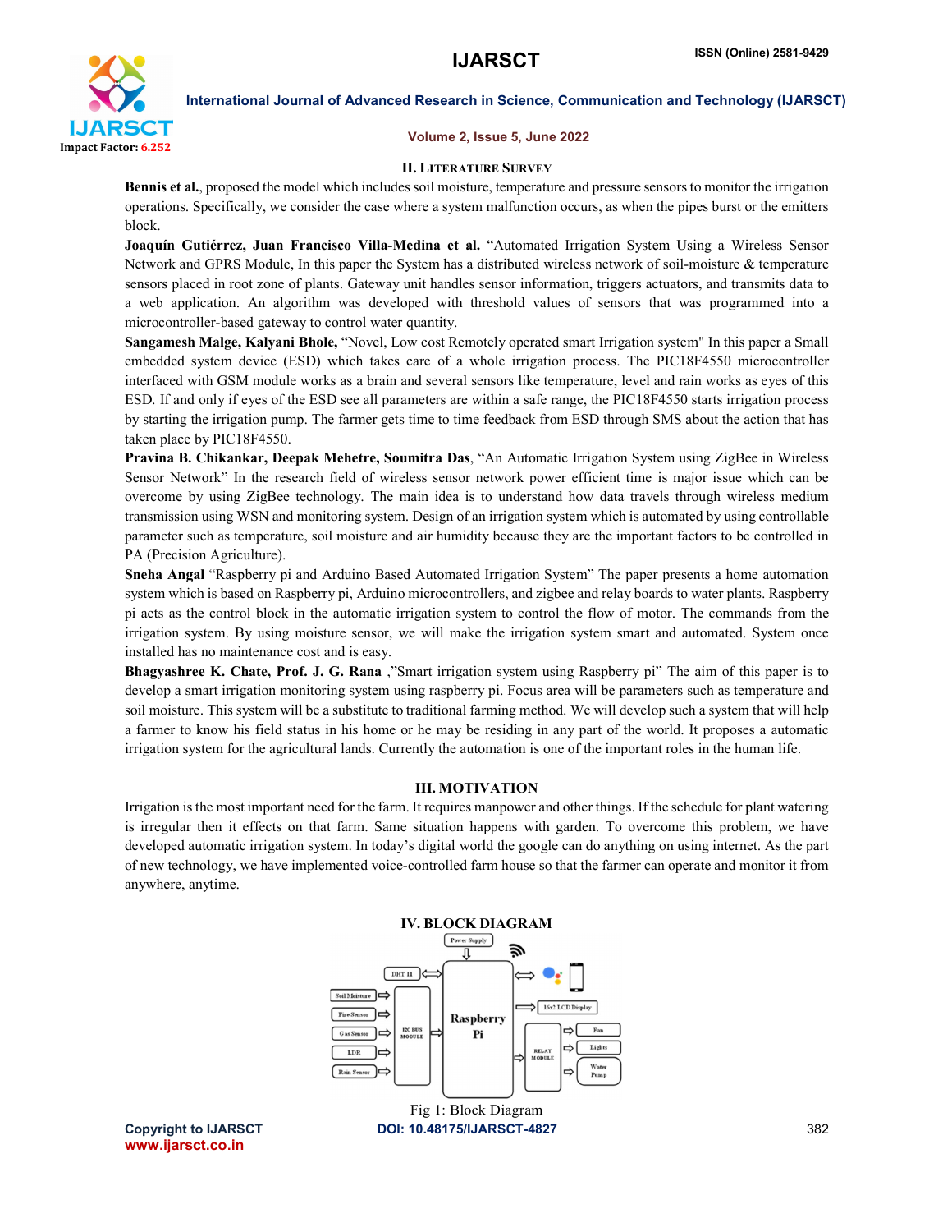## II. LITERATURE SURVEY

**Bennis et al.**, proposed the model which includes soil moisture, temperature and pressure sensors to monitor the irrigation operations. Specifically, we consider the case where a system malfunction occurs, as when the pipes burst or the emitters block.

**Joaquín Gutiérrez, Juan Francisco Villa-Medina et al.** "Automated Irrigation System Using a Wireless Sensor Network and GPRS Module, In this paper the System has a distributed wireless network of soil-moisture & temperature sensors placed in root zone of plants. Gateway unit handles sensor information, triggers actuators, and transmits data to a web application. An algorithm was developed with threshold values of sensors that was programmed into a microcontroller-based gateway to control water quantity.

**Sangamesh Malge, Kalyani Bhole,** "Novel, Low cost Remotely operated smart Irrigation system" In this paper a Small embedded system device (ESD) which takes care of a whole irrigation process. The PIC18F4550 microcontroller interfaced with GSM module works as a brain and several sensors like temperature, level and rain works as eyes of this ESD. If and only if eyes of the ESD see all parameters are within a safe range, the PIC18F4550 starts irrigation process by starting the irrigation pump. The farmer gets time to time feedback from ESD through SMS about the action that has taken place by PIC18F4550.

**Pravina B. Chikankar, Deepak Mehetre, Soumitra Das**, "An Automatic Irrigation System using ZigBee in Wireless Sensor Network" In the research field of wireless sensor network power efficient time is major issue which can be overcome by using ZigBee technology. The main idea is to understand how data travels through wireless medium transmission using WSN and monitoring system. Design of an irrigation system which is automated by using controllable parameter such as temperature, soil moisture and air humidity because they are the important factors to be controlled in PA (Precision Agriculture).

**Sneha Angal** "Raspberry pi and Arduino Based Automated Irrigation System" The paper presents a home automation system which is based on Raspberry pi, Arduino microcontrollers, and zigbee and relay boards to water plants. Raspberry pi acts as the control block in the automatic irrigation system to control the flow of motor. The commands from the irrigation system. By using moisture sensor, we will make the irrigation system smart and automated. System once installed has no maintenance cost and is easy.

**Bhagyashree K. Chate, Prof. J. G. Rana** ,"Smart irrigation system using Raspberry pi" The aim of this paper is to develop a smart irrigation monitoring system using raspberry pi. Focus area will be parameters such as temperature and soil moisture. This system will be a substitute to traditional farming method. We will develop such a system that will help a farmer to know his field status in his home or he may be residing in any part of the world. It proposes a automatic irrigation system for the agricultural lands. Currently the automation is one of the important roles in the human life.

## III. MOTIVATION

Irrigation is the most important need for the farm. It requires manpower and other things. If the schedule for plant watering is irregular then it effects on that farm. Same situation happens with garden. To overcome this problem, we have developed automatic irrigation system. In today's digital world the google can do anything on using internet. As the part of new technology, we have implemented voice-controlled farm house so that the farmer can operate and monitor it from anywhere, anytime.

## IV. BLOCK DIAGRAM

Power Supply; DHT 11; Soil Moisture; Fire Sensor; Gas Sensor; LDR; Rain Sensor; I2C BUS MODULE; Raspberry Pi; 16x2 LCD Display; RELAY MODULE; Fan; Lights; Water Pump

Fig 1: Block Diagram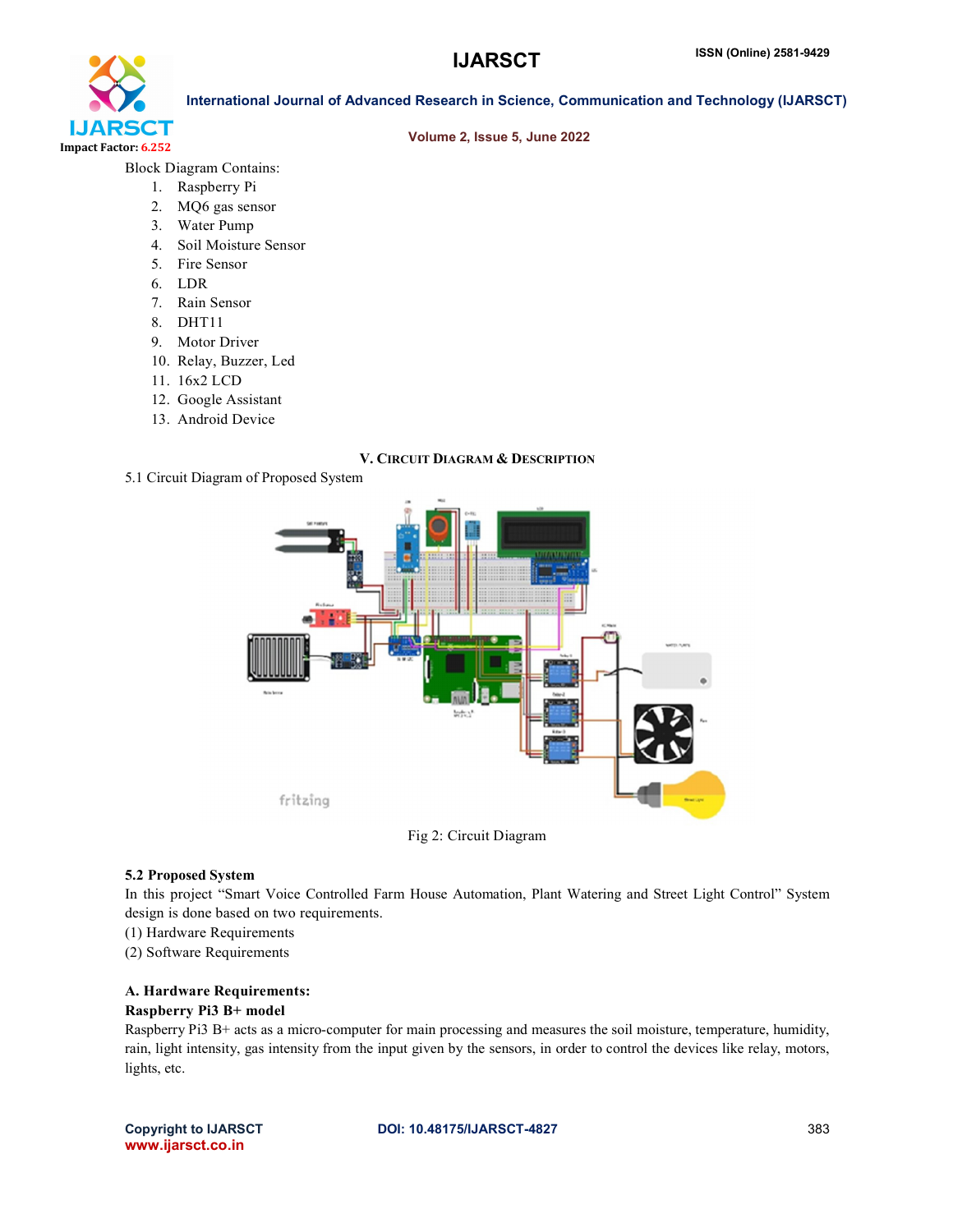Block Diagram Contains:

1. Raspberry Pi
2. MQ6 gas sensor
3. Water Pump
4. Soil Moisture Sensor
5. Fire Sensor
6. LDR
7. Rain Sensor
8. DHT11
9. Motor Driver
10. Relay, Buzzer, Led
11. 16x2 LCD
12. Google Assistant
13. Android Device

## V. CIRCUIT DIAGRAM & DESCRIPTION

5.1 Circuit Diagram of Proposed System

Fig 2: Circuit Diagram

### 5.2 Proposed System

In this project "Smart Voice Controlled Farm House Automation, Plant Watering and Street Light Control" System design is done based on two requirements.

(1) Hardware Requirements

(2) Software Requirements

### A. Hardware Requirements:

**Raspberry Pi3 B+ model**

Raspberry Pi3 B+ acts as a micro-computer for main processing and measures the soil moisture, temperature, humidity, rain, light intensity, gas intensity from the input given by the sensors, in order to control the devices like relay, motors, lights, etc.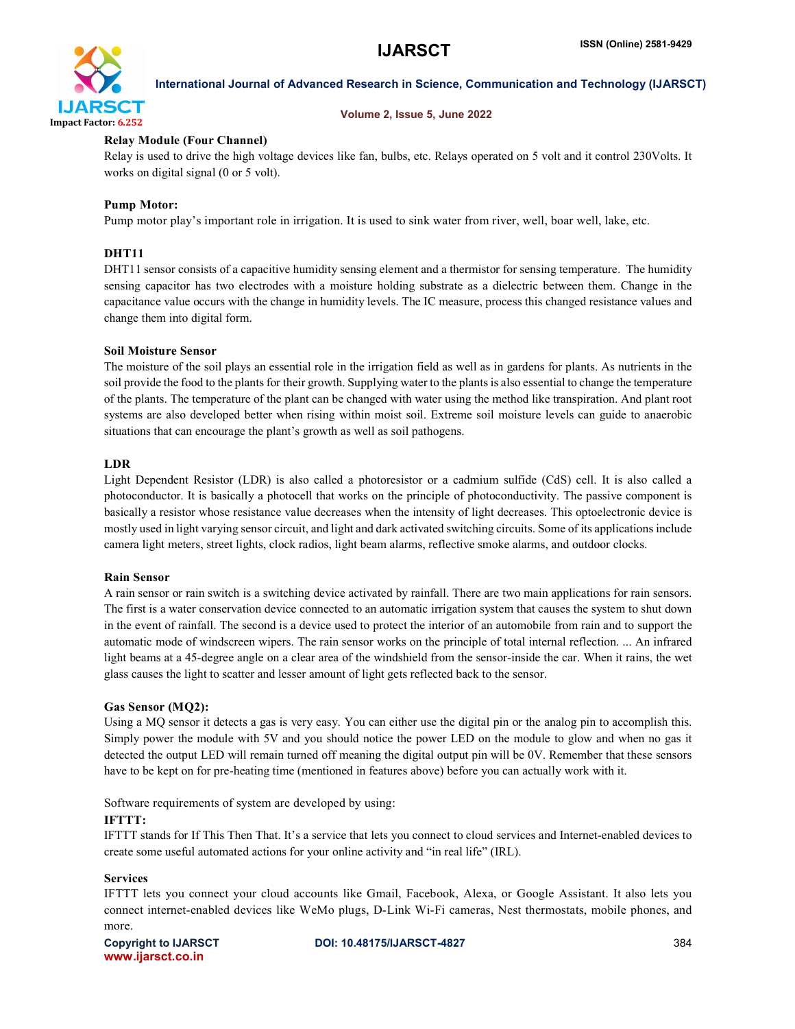**Relay Module (Four Channel)**

Relay is used to drive the high voltage devices like fan, bulbs, etc. Relays operated on 5 volt and it control 230Volts. It works on digital signal (0 or 5 volt).

**Pump Motor:**

Pump motor play's important role in irrigation. It is used to sink water from river, well, boar well, lake, etc.

**DHT11**

DHT11 sensor consists of a capacitive humidity sensing element and a thermistor for sensing temperature. The humidity sensing capacitor has two electrodes with a moisture holding substrate as a dielectric between them. Change in the capacitance value occurs with the change in humidity levels. The IC measure, process this changed resistance values and change them into digital form.

**Soil Moisture Sensor**

The moisture of the soil plays an essential role in the irrigation field as well as in gardens for plants. As nutrients in the soil provide the food to the plants for their growth. Supplying water to the plants is also essential to change the temperature of the plants. The temperature of the plant can be changed with water using the method like transpiration. And plant root systems are also developed better when rising within moist soil. Extreme soil moisture levels can guide to anaerobic situations that can encourage the plant's growth as well as soil pathogens.

**LDR**

Light Dependent Resistor (LDR) is also called a photoresistor or a cadmium sulfide (CdS) cell. It is also called a photoconductor. It is basically a photocell that works on the principle of photoconductivity. The passive component is basically a resistor whose resistance value decreases when the intensity of light decreases. This optoelectronic device is mostly used in light varying sensor circuit, and light and dark activated switching circuits. Some of its applications include camera light meters, street lights, clock radios, light beam alarms, reflective smoke alarms, and outdoor clocks.

**Rain Sensor**

A rain sensor or rain switch is a switching device activated by rainfall. There are two main applications for rain sensors. The first is a water conservation device connected to an automatic irrigation system that causes the system to shut down in the event of rainfall. The second is a device used to protect the interior of an automobile from rain and to support the automatic mode of windscreen wipers. The rain sensor works on the principle of total internal reflection. ... An infrared light beams at a 45-degree angle on a clear area of the windshield from the sensor-inside the car. When it rains, the wet glass causes the light to scatter and lesser amount of light gets reflected back to the sensor.

**Gas Sensor (MQ2):**

Using a MQ sensor it detects a gas is very easy. You can either use the digital pin or the analog pin to accomplish this. Simply power the module with 5V and you should notice the power LED on the module to glow and when no gas it detected the output LED will remain turned off meaning the digital output pin will be 0V. Remember that these sensors have to be kept on for pre-heating time (mentioned in features above) before you can actually work with it.

Software requirements of system are developed by using:

**IFTTT:**

IFTTT stands for If This Then That. It's a service that lets you connect to cloud services and Internet-enabled devices to create some useful automated actions for your online activity and "in real life" (IRL).

**Services**

IFTTT lets you connect your cloud accounts like Gmail, Facebook, Alexa, or Google Assistant. It also lets you connect internet-enabled devices like WeMo plugs, D-Link Wi-Fi cameras, Nest thermostats, mobile phones, and more.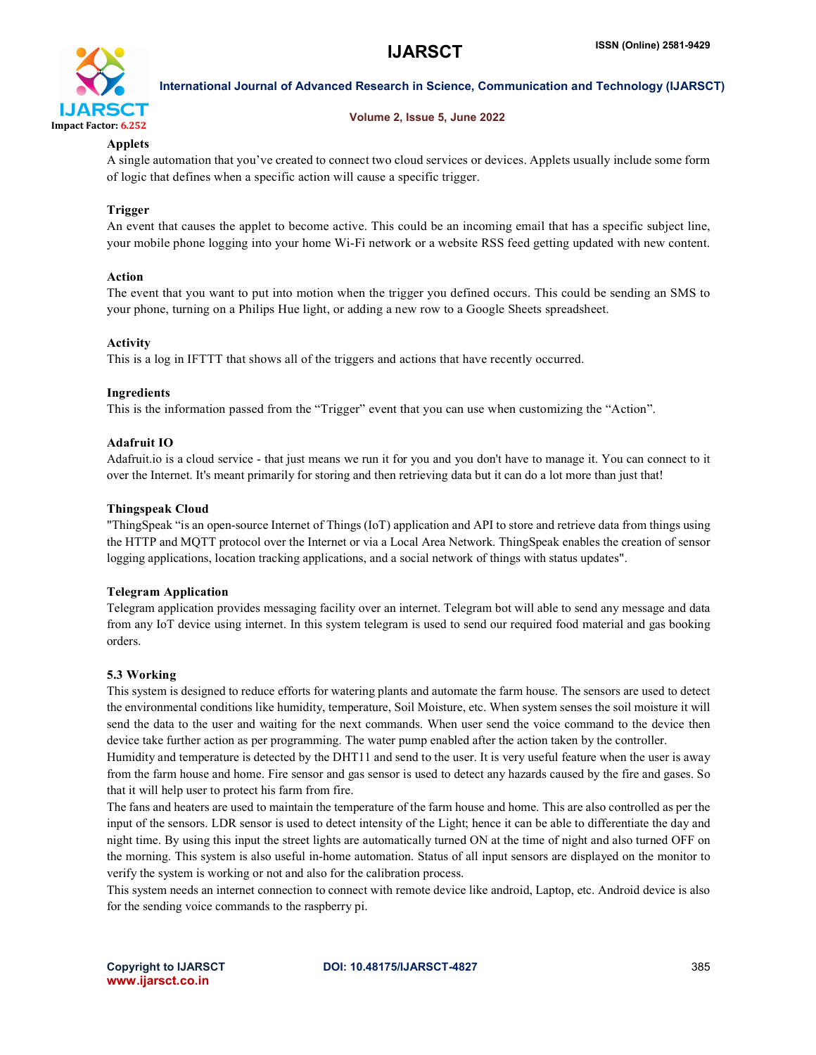**Applets**

A single automation that you've created to connect two cloud services or devices. Applets usually include some form of logic that defines when a specific action will cause a specific trigger.

**Trigger**

An event that causes the applet to become active. This could be an incoming email that has a specific subject line, your mobile phone logging into your home Wi-Fi network or a website RSS feed getting updated with new content.

**Action**

The event that you want to put into motion when the trigger you defined occurs. This could be sending an SMS to your phone, turning on a Philips Hue light, or adding a new row to a Google Sheets spreadsheet.

**Activity**

This is a log in IFTTT that shows all of the triggers and actions that have recently occurred.

**Ingredients**

This is the information passed from the "Trigger" event that you can use when customizing the "Action".

**Adafruit IO**

Adafruit.io is a cloud service - that just means we run it for you and you don't have to manage it. You can connect to it over the Internet. It's meant primarily for storing and then retrieving data but it can do a lot more than just that!

**Thingspeak Cloud**

"ThingSpeak "is an open-source Internet of Things (IoT) application and API to store and retrieve data from things using the HTTP and MQTT protocol over the Internet or via a Local Area Network. ThingSpeak enables the creation of sensor logging applications, location tracking applications, and a social network of things with status updates".

**Telegram Application**

Telegram application provides messaging facility over an internet. Telegram bot will able to send any message and data from any IoT device using internet. In this system telegram is used to send our required food material and gas booking orders.

### 5.3 Working

This system is designed to reduce efforts for watering plants and automate the farm house. The sensors are used to detect the environmental conditions like humidity, temperature, Soil Moisture, etc. When system senses the soil moisture it will send the data to the user and waiting for the next commands. When user send the voice command to the device then device take further action as per programming. The water pump enabled after the action taken by the controller.

Humidity and temperature is detected by the DHT11 and send to the user. It is very useful feature when the user is away from the farm house and home. Fire sensor and gas sensor is used to detect any hazards caused by the fire and gases. So that it will help user to protect his farm from fire.

The fans and heaters are used to maintain the temperature of the farm house and home. This are also controlled as per the input of the sensors. LDR sensor is used to detect intensity of the Light; hence it can be able to differentiate the day and night time. By using this input the street lights are automatically turned ON at the time of night and also turned OFF on the morning. This system is also useful in-home automation. Status of all input sensors are displayed on the monitor to verify the system is working or not and also for the calibration process.

This system needs an internet connection to connect with remote device like android, Laptop, etc. Android device is also for the sending voice commands to the raspberry pi.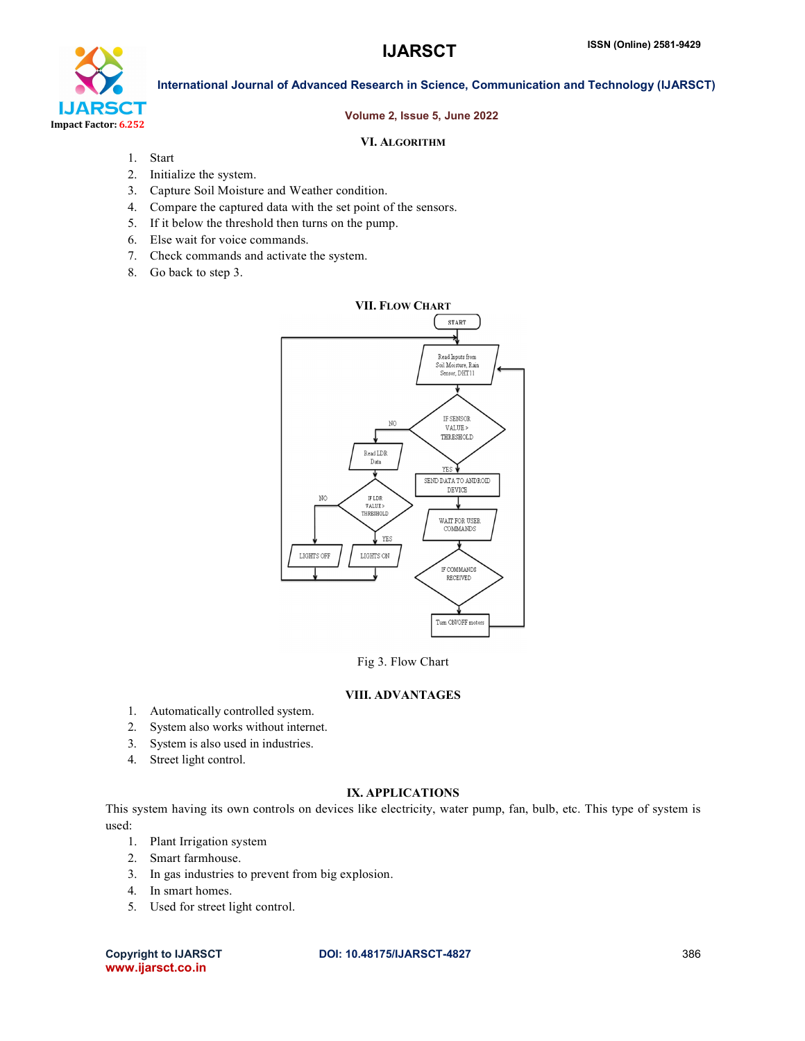## VI. ALGORITHM

1. Start
2. Initialize the system.
3. Capture Soil Moisture and Weather condition.
4. Compare the captured data with the set point of the sensors.
5. If it below the threshold then turns on the pump.
6. Else wait for voice commands.
7. Check commands and activate the system.
8. Go back to step 3.

## VII. FLOW CHART

Fig 3. Flow Chart

## VIII. ADVANTAGES

1. Automatically controlled system.
2. System also works without internet.
3. System is also used in industries.
4. Street light control.

## IX. APPLICATIONS

This system having its own controls on devices like electricity, water pump, fan, bulb, etc. This type of system is used:

1. Plant Irrigation system
2. Smart farmhouse.
3. In gas industries to prevent from big explosion.
4. In smart homes.
5. Used for street light control.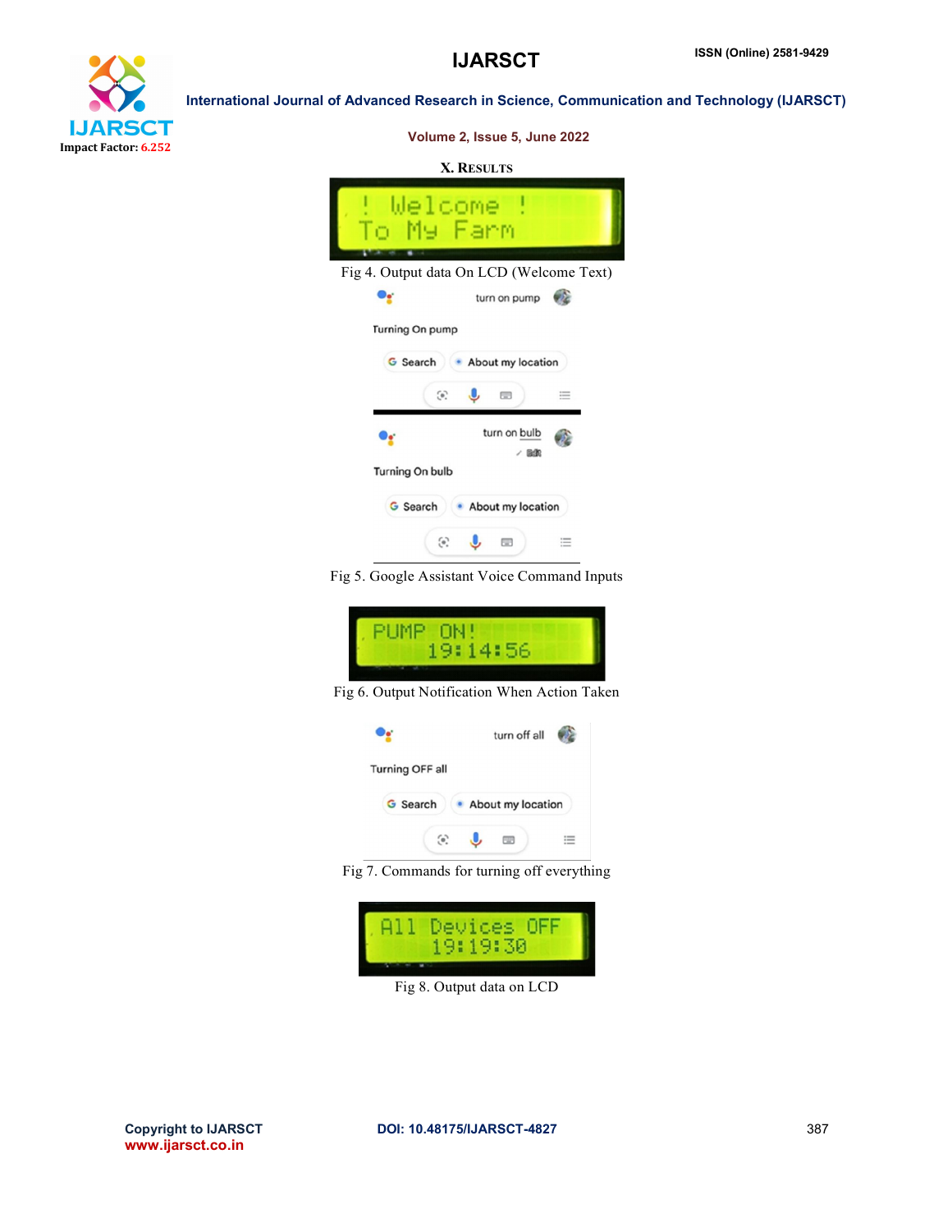## X. RESULTS

Fig 4. Output data On LCD (Welcome Text)

Fig 5. Google Assistant Voice Command Inputs

Fig 6. Output Notification When Action Taken

Fig 7. Commands for turning off everything

Fig 8. Output data on LCD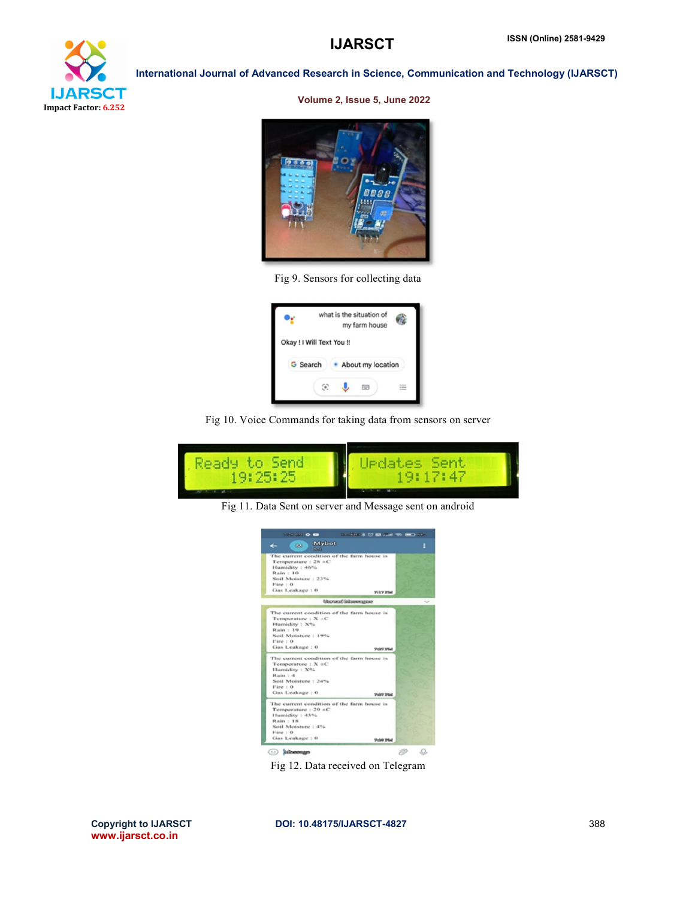Fig 9. Sensors for collecting data

Fig 10. Voice Commands for taking data from sensors on server

Fig 11. Data Sent on server and Message sent on android

Fig 12. Data received on Telegram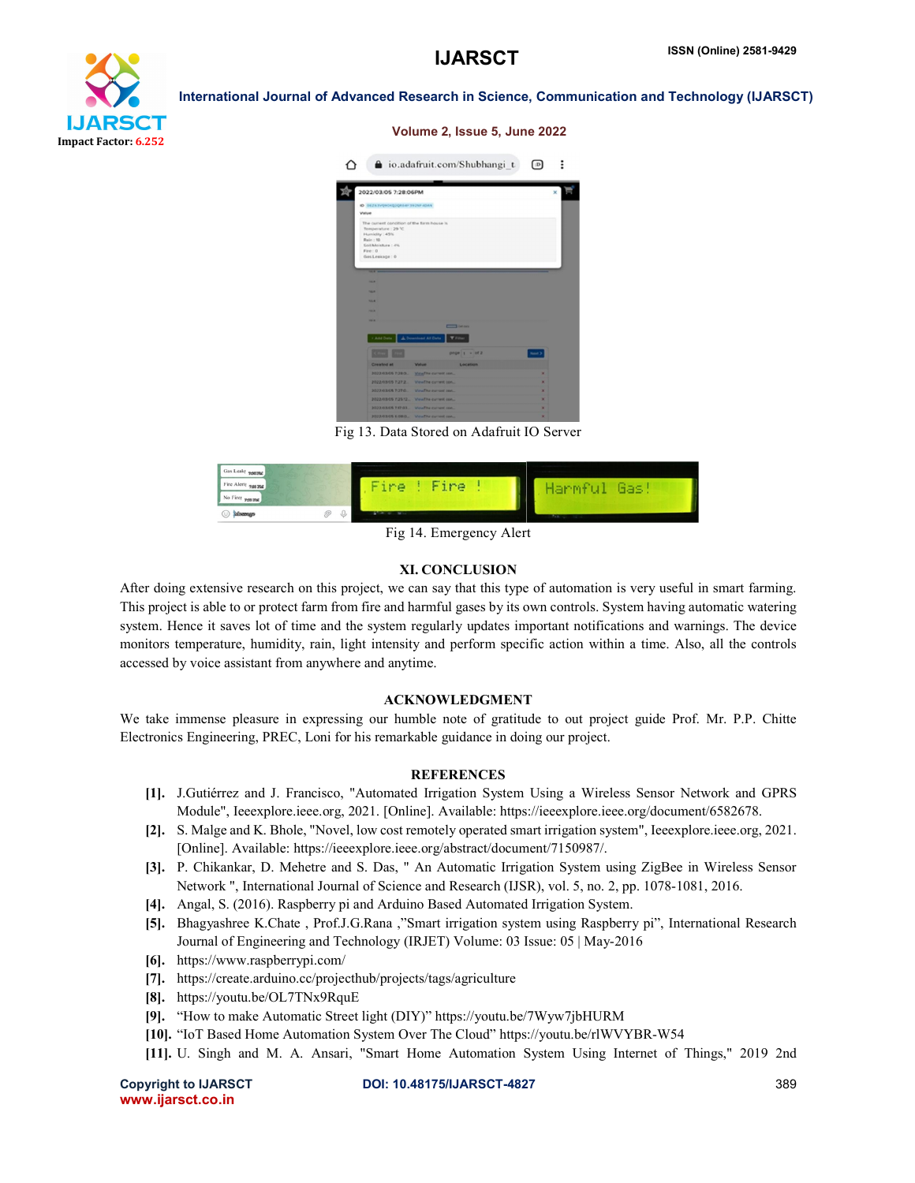Fig 13. Data Stored on Adafruit IO Server

Fig 14. Emergency Alert

## XI. CONCLUSION

After doing extensive research on this project, we can say that this type of automation is very useful in smart farming. This project is able to or protect farm from fire and harmful gases by its own controls. System having automatic watering system. Hence it saves lot of time and the system regularly updates important notifications and warnings. The device monitors temperature, humidity, rain, light intensity and perform specific action within a time. Also, all the controls accessed by voice assistant from anywhere and anytime.

## ACKNOWLEDGMENT

We take immense pleasure in expressing our humble note of gratitude to out project guide Prof. Mr. P.P. Chitte Electronics Engineering, PREC, Loni for his remarkable guidance in doing our project.

## REFERENCES

- **[1].** J.Gutiérrez and J. Francisco, "Automated Irrigation System Using a Wireless Sensor Network and GPRS Module", Ieeexplore.ieee.org, 2021. [Online]. Available: https://ieeexplore.ieee.org/document/6582678.
- **[2].** S. Malge and K. Bhole, "Novel, low cost remotely operated smart irrigation system", Ieeexplore.ieee.org, 2021. [Online]. Available: https://ieeexplore.ieee.org/abstract/document/7150987/.
- **[3].** P. Chikankar, D. Mehetre and S. Das, " An Automatic Irrigation System using ZigBee in Wireless Sensor Network ", International Journal of Science and Research (IJSR), vol. 5, no. 2, pp. 1078-1081, 2016.
- **[4].** Angal, S. (2016). Raspberry pi and Arduino Based Automated Irrigation System.
- **[5].** Bhagyashree K.Chate , Prof.J.G.Rana ,"Smart irrigation system using Raspberry pi", International Research Journal of Engineering and Technology (IRJET) Volume: 03 Issue: 05 | May-2016
- **[6].** https://www.raspberrypi.com/
- **[7].** https://create.arduino.cc/projecthub/projects/tags/agriculture
- **[8].** https://youtu.be/OL7TNx9RquE
- **[9].** "How to make Automatic Street light (DIY)" https://youtu.be/7Wyw7jbHURM
- **[10].** "IoT Based Home Automation System Over The Cloud" https://youtu.be/rlWVYBR-W54
- **[11].** U. Singh and M. A. Ansari, "Smart Home Automation System Using Internet of Things," 2019 2nd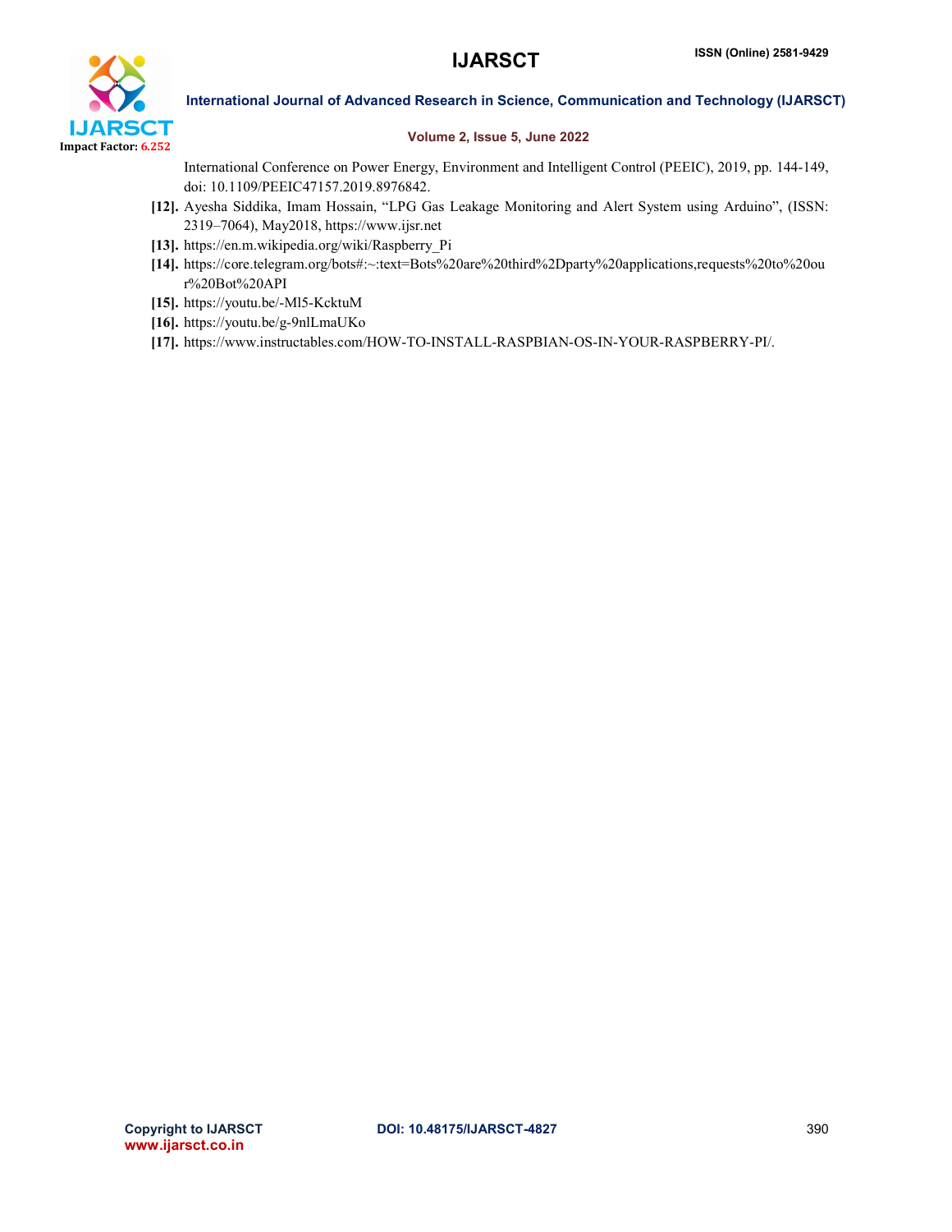International Conference on Power Energy, Environment and Intelligent Control (PEEIC), 2019, pp. 144-149, doi: 10.1109/PEEIC47157.2019.8976842.

**[12].** Ayesha Siddika, Imam Hossain, "LPG Gas Leakage Monitoring and Alert System using Arduino", (ISSN: 2319–7064), May2018, https://www.ijsr.net

**[13].** https://en.m.wikipedia.org/wiki/Raspberry_Pi

**[14].** https://core.telegram.org/bots#:~:text=Bots%20are%20third%2Dparty%20applications,requests%20to%20our%20Bot%20API

**[15].** https://youtu.be/-Ml5-KcktuM

**[16].** https://youtu.be/g-9nlLmaUKo

**[17].** https://www.instructables.com/HOW-TO-INSTALL-RASPBIAN-OS-IN-YOUR-RASPBERRY-PI/.